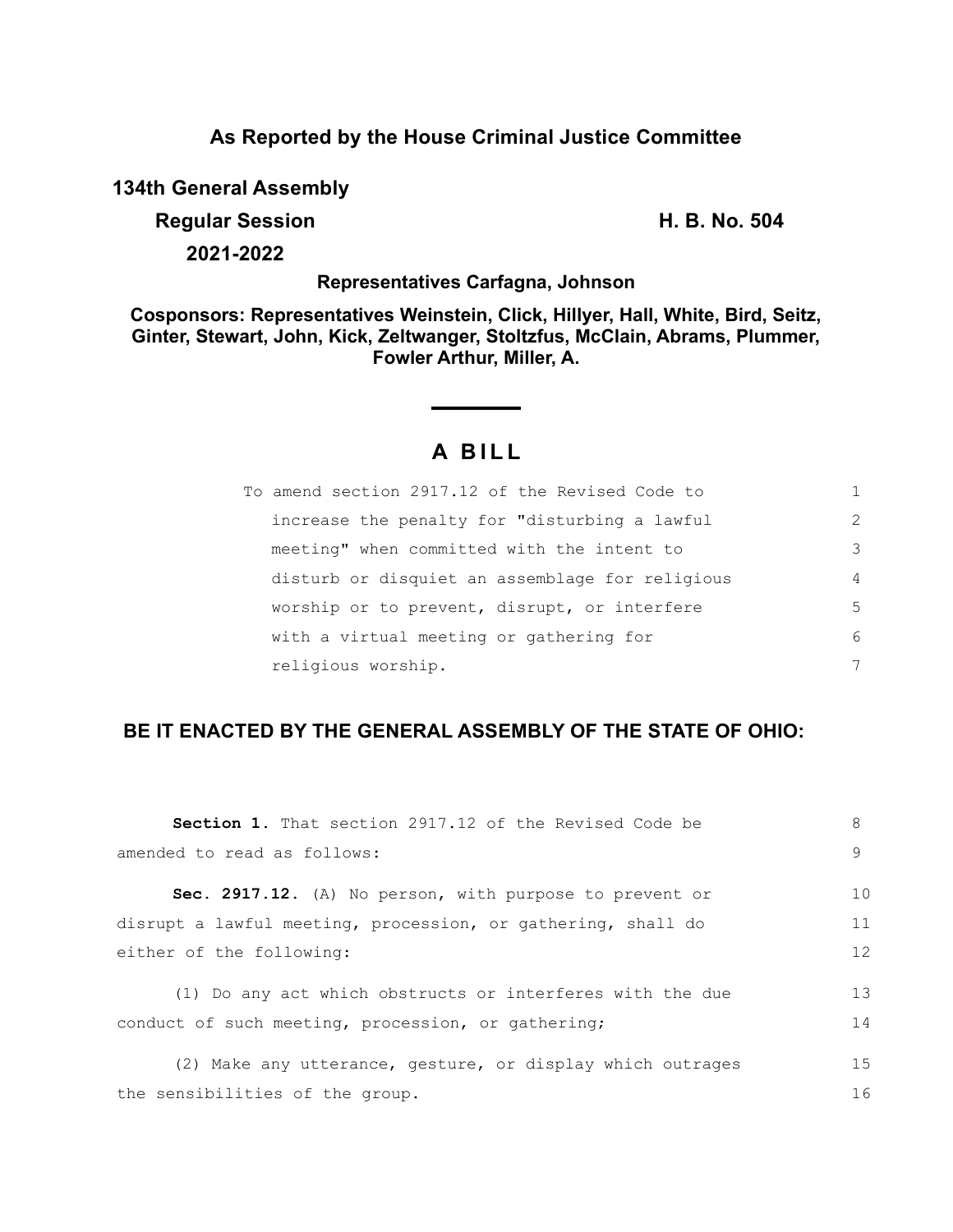**As Reported by the House Criminal Justice Committee**

**134th General Assembly**

**Regular Session** **H. B. No. 504**

**2021-2022**

**Representatives Carfagna, Johnson**

**Cosponsors: Representatives Weinstein, Click, Hillyer, Hall, White, Bird, Seitz, Ginter, Stewart, John, Kick, Zeltwanger, Stoltzfus, McClain, Abrams, Plummer, Fowler Arthur, Miller, A.**

# A BILL

To amend section 2917.12 of the Revised Code to increase the penalty for "disturbing a lawful meeting" when committed with the intent to disturb or disquiet an assemblage for religious worship or to prevent, disrupt, or interfere with a virtual meeting or gathering for religious worship.

**BE IT ENACTED BY THE GENERAL ASSEMBLY OF THE STATE OF OHIO:**

**Section 1.** That section 2917.12 of the Revised Code be amended to read as follows:

**Sec. 2917.12.** (A) No person, with purpose to prevent or disrupt a lawful meeting, procession, or gathering, shall do either of the following:

(1) Do any act which obstructs or interferes with the due conduct of such meeting, procession, or gathering;

(2) Make any utterance, gesture, or display which outrages the sensibilities of the group.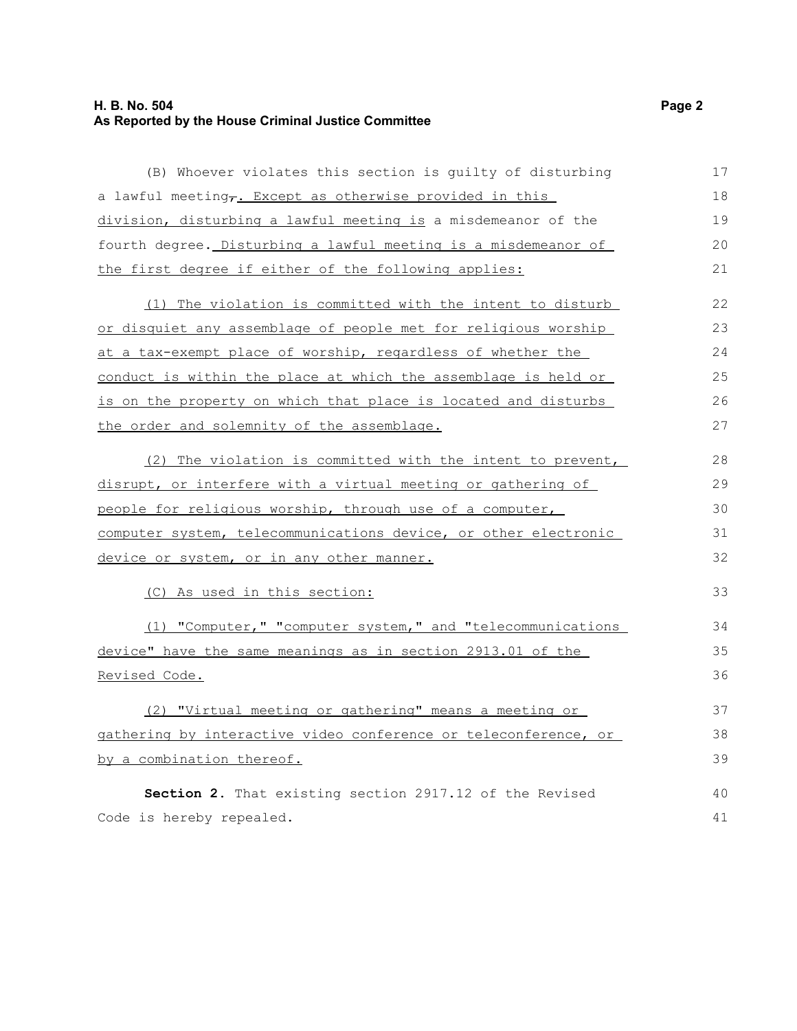(B) Whoever violates this section is guilty of disturbing a lawful meeting,. Except as otherwise provided in this division, disturbing a lawful meeting is a misdemeanor of the fourth degree. Disturbing a lawful meeting is a misdemeanor of the first degree if either of the following applies:

(1) The violation is committed with the intent to disturb or disquiet any assemblage of people met for religious worship at a tax-exempt place of worship, regardless of whether the conduct is within the place at which the assemblage is held or is on the property on which that place is located and disturbs the order and solemnity of the assemblage.

(2) The violation is committed with the intent to prevent, disrupt, or interfere with a virtual meeting or gathering of people for religious worship, through use of a computer, computer system, telecommunications device, or other electronic device or system, or in any other manner.

(C) As used in this section:

(1) "Computer," "computer system," and "telecommunications device" have the same meanings as in section 2913.01 of the Revised Code.

(2) "Virtual meeting or gathering" means a meeting or gathering by interactive video conference or teleconference, or by a combination thereof.

**Section 2.** That existing section 2917.12 of the Revised Code is hereby repealed.